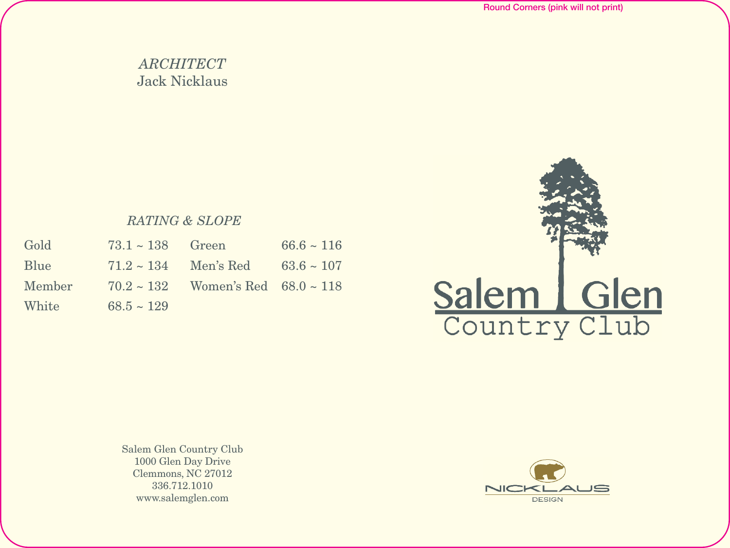*ARCHITECT*
Jack Nicklaus

*RATING & SLOPE*

| | | | |
|---|---|---|---|
| Gold | 73.1 ~ 138 | Green | 66.6 ~ 116 |
| Blue | 71.2 ~ 134 | Men's Red | 63.6 ~ 107 |
| Member | 70.2 ~ 132 | Women's Red | 68.0 ~ 118 |
| White | 68.5 ~ 129 | | |

Salem Glen Country Club
1000 Glen Day Drive
Clemmons, NC 27012
336.712.1010
www.salemglen.com

Salem Glen
Country Club

NICKLAUS
DESIGN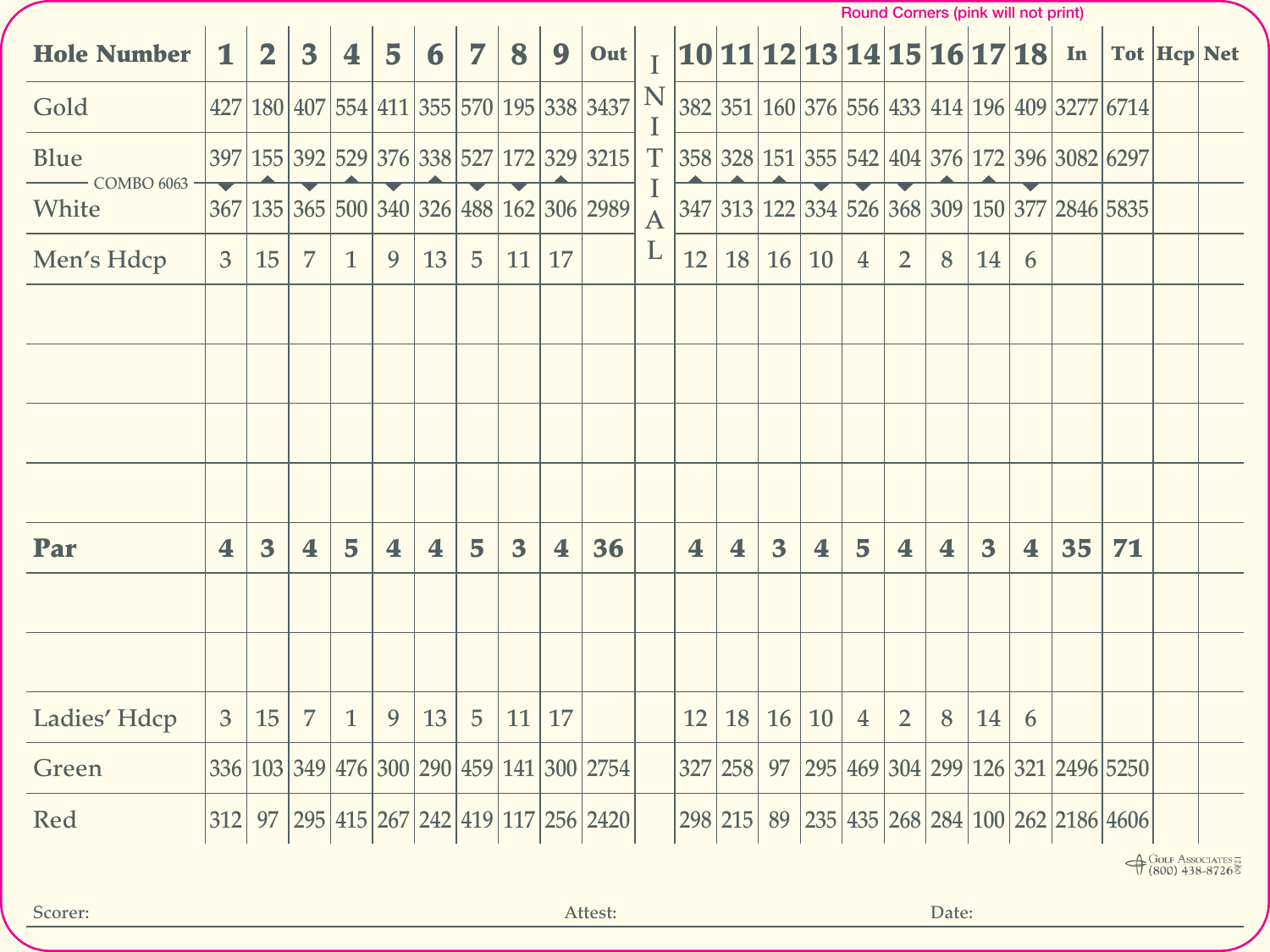Round Corners (pink will not print)

| Hole Number | 1 | 2 | 3 | 4 | 5 | 6 | 7 | 8 | 9 | Out | INITIAL | 10 | 11 | 12 | 13 | 14 | 15 | 16 | 17 | 18 | In | Tot | Hcp | Net |
|---|---|---|---|---|---|---|---|---|---|---|---|---|---|---|---|---|---|---|---|---|---|---|---|---|
| Gold | 427 | 180 | 407 | 554 | 411 | 355 | 570 | 195 | 338 | 3437 | | 382 | 351 | 160 | 376 | 556 | 433 | 414 | 196 | 409 | 3277 | 6714 | | |
| Blue | 397 | 155 | 392 | 529 | 376 | 338 | 527 | 172 | 329 | 3215 | | 358 | 328 | 151 | 355 | 542 | 404 | 376 | 172 | 396 | 3082 | 6297 | | |
| COMBO 6063 | | | | | | | | | | | | | | | | | | | | | | | | |
| White | 367 | 135 | 365 | 500 | 340 | 326 | 488 | 162 | 306 | 2989 | | 347 | 313 | 122 | 334 | 526 | 368 | 309 | 150 | 377 | 2846 | 5835 | | |
| Men's Hdcp | 3 | 15 | 7 | 1 | 9 | 13 | 5 | 11 | 17 | | | 12 | 18 | 16 | 10 | 4 | 2 | 8 | 14 | 6 | | | | |
| | | | | | | | | | | | | | | | | | | | | | | | | |
| | | | | | | | | | | | | | | | | | | | | | | | | |
| | | | | | | | | | | | | | | | | | | | | | | | | |
| | | | | | | | | | | | | | | | | | | | | | | | | |
| **Par** | **4** | **3** | **4** | **5** | **4** | **4** | **5** | **3** | **4** | **36** | | **4** | **4** | **3** | **4** | **5** | **4** | **4** | **3** | **4** | **35** | **71** | | |
| | | | | | | | | | | | | | | | | | | | | | | | | |
| | | | | | | | | | | | | | | | | | | | | | | | | |
| Ladies' Hdcp | 3 | 15 | 7 | 1 | 9 | 13 | 5 | 11 | 17 | | | 12 | 18 | 16 | 10 | 4 | 2 | 8 | 14 | 6 | | | | |
| Green | 336 | 103 | 349 | 476 | 300 | 290 | 459 | 141 | 300 | 2754 | | 327 | 258 | 97 | 295 | 469 | 304 | 299 | 126 | 321 | 2496 | 5250 | | |
| Red | 312 | 97 | 295 | 415 | 267 | 242 | 419 | 117 | 256 | 2420 | | 298 | 215 | 89 | 235 | 435 | 268 | 284 | 100 | 262 | 2186 | 4606 | | |

Golf Associates (800) 438-8726 0921

Scorer: Attest: Date: